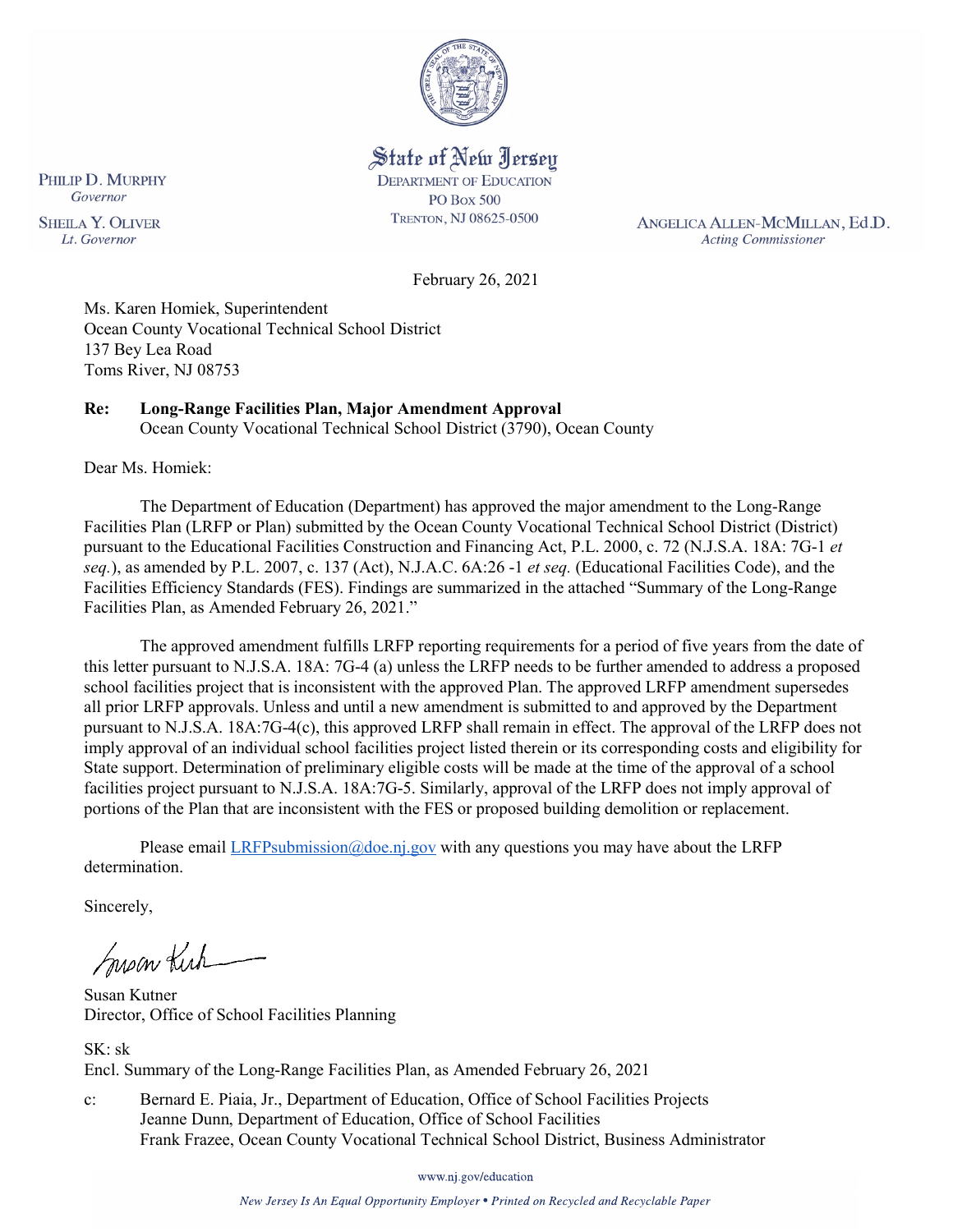State of New Jersey
DEPARTMENT OF EDUCATION
PO BOX 500
TRENTON, NJ 08625-0500

PHILIP D. MURPHY
*Governor*

SHEILA Y. OLIVER
*Lt. Governor*

ANGELICA ALLEN-MCMILLAN, Ed.D.
*Acting Commissioner*

February 26, 2021

Ms. Karen Homiek, Superintendent
Ocean County Vocational Technical School District
137 Bey Lea Road
Toms River, NJ 08753

**Re: Long-Range Facilities Plan, Major Amendment Approval**
Ocean County Vocational Technical School District (3790), Ocean County

Dear Ms. Homiek:

The Department of Education (Department) has approved the major amendment to the Long-Range Facilities Plan (LRFP or Plan) submitted by the Ocean County Vocational Technical School District (District) pursuant to the Educational Facilities Construction and Financing Act, P.L. 2000, c. 72 (N.J.S.A. 18A: 7G-1 *et seq.*), as amended by P.L. 2007, c. 137 (Act), N.J.A.C. 6A:26 -1 *et seq.* (Educational Facilities Code), and the Facilities Efficiency Standards (FES). Findings are summarized in the attached "Summary of the Long-Range Facilities Plan, as Amended February 26, 2021."

The approved amendment fulfills LRFP reporting requirements for a period of five years from the date of this letter pursuant to N.J.S.A. 18A: 7G-4 (a) unless the LRFP needs to be further amended to address a proposed school facilities project that is inconsistent with the approved Plan. The approved LRFP amendment supersedes all prior LRFP approvals. Unless and until a new amendment is submitted to and approved by the Department pursuant to N.J.S.A. 18A:7G-4(c), this approved LRFP shall remain in effect. The approval of the LRFP does not imply approval of an individual school facilities project listed therein or its corresponding costs and eligibility for State support. Determination of preliminary eligible costs will be made at the time of the approval of a school facilities project pursuant to N.J.S.A. 18A:7G-5. Similarly, approval of the LRFP does not imply approval of portions of the Plan that are inconsistent with the FES or proposed building demolition or replacement.

Please email LRFPsubmission@doe.nj.gov with any questions you may have about the LRFP determination.

Sincerely,

Susan Kutner
Director, Office of School Facilities Planning

SK: sk
Encl. Summary of the Long-Range Facilities Plan, as Amended February 26, 2021

c: Bernard E. Piaia, Jr., Department of Education, Office of School Facilities Projects
Jeanne Dunn, Department of Education, Office of School Facilities
Frank Frazee, Ocean County Vocational Technical School District, Business Administrator

www.nj.gov/education

*New Jersey Is An Equal Opportunity Employer • Printed on Recycled and Recyclable Paper*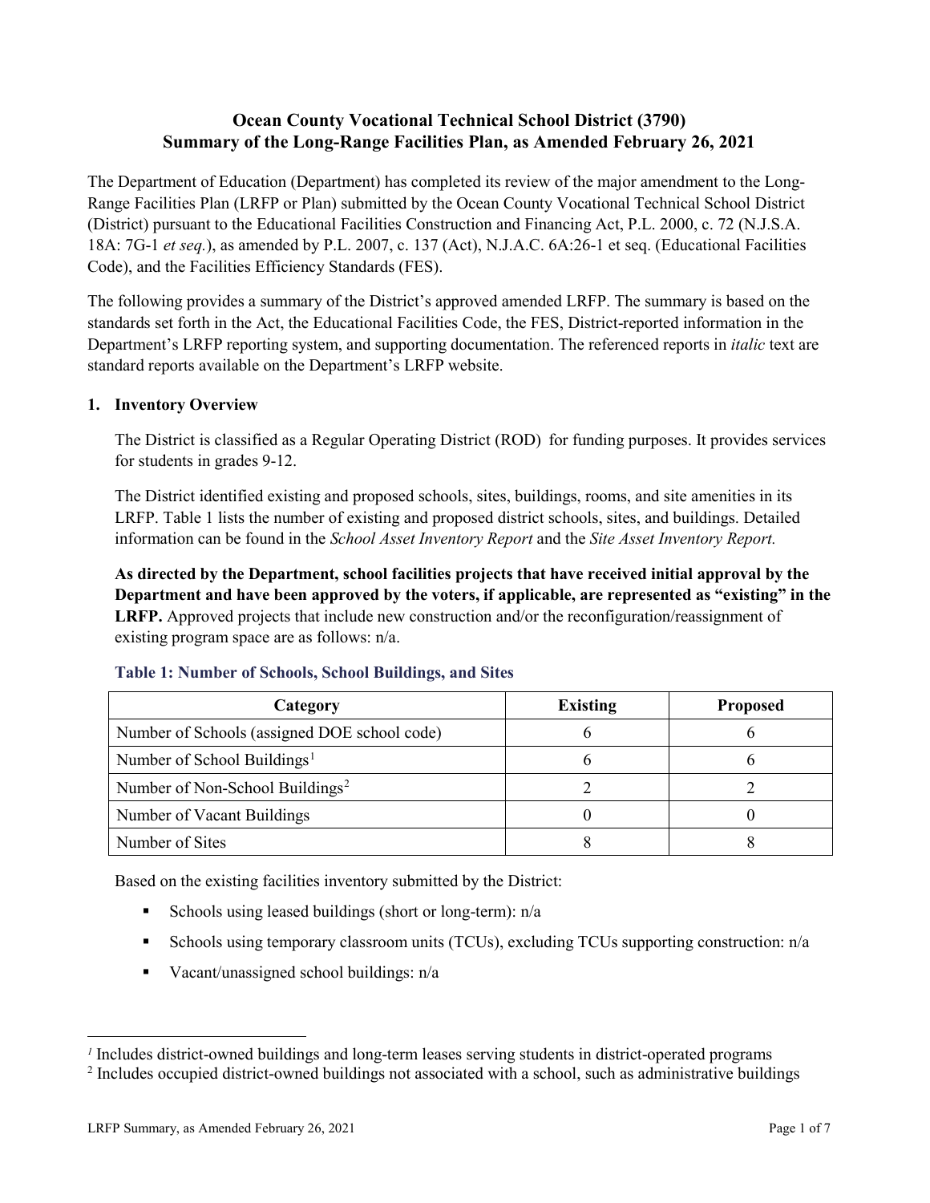# Ocean County Vocational Technical School District (3790)
# Summary of the Long-Range Facilities Plan, as Amended February 26, 2021

The Department of Education (Department) has completed its review of the major amendment to the Long-Range Facilities Plan (LRFP or Plan) submitted by the Ocean County Vocational Technical School District (District) pursuant to the Educational Facilities Construction and Financing Act, P.L. 2000, c. 72 (N.J.S.A. 18A: 7G-1 *et seq.*), as amended by P.L. 2007, c. 137 (Act), N.J.A.C. 6A:26-1 et seq. (Educational Facilities Code), and the Facilities Efficiency Standards (FES).

The following provides a summary of the District's approved amended LRFP. The summary is based on the standards set forth in the Act, the Educational Facilities Code, the FES, District-reported information in the Department's LRFP reporting system, and supporting documentation. The referenced reports in *italic* text are standard reports available on the Department's LRFP website.

## 1. Inventory Overview

The District is classified as a Regular Operating District (ROD) for funding purposes. It provides services for students in grades 9-12.

The District identified existing and proposed schools, sites, buildings, rooms, and site amenities in its LRFP. Table 1 lists the number of existing and proposed district schools, sites, and buildings. Detailed information can be found in the *School Asset Inventory Report* and the *Site Asset Inventory Report.*

**As directed by the Department, school facilities projects that have received initial approval by the Department and have been approved by the voters, if applicable, are represented as "existing" in the LRFP.** Approved projects that include new construction and/or the reconfiguration/reassignment of existing program space are as follows: n/a.

### Table 1: Number of Schools, School Buildings, and Sites

| Category | Existing | Proposed |
|---|---|---|
| Number of Schools (assigned DOE school code) | 6 | 6 |
| Number of School Buildings[1] | 6 | 6 |
| Number of Non-School Buildings[2] | 2 | 2 |
| Number of Vacant Buildings | 0 | 0 |
| Number of Sites | 8 | 8 |

Based on the existing facilities inventory submitted by the District:

- Schools using leased buildings (short or long-term): n/a
- Schools using temporary classroom units (TCUs), excluding TCUs supporting construction: n/a
- Vacant/unassigned school buildings: n/a

[1] Includes district-owned buildings and long-term leases serving students in district-operated programs

[2] Includes occupied district-owned buildings not associated with a school, such as administrative buildings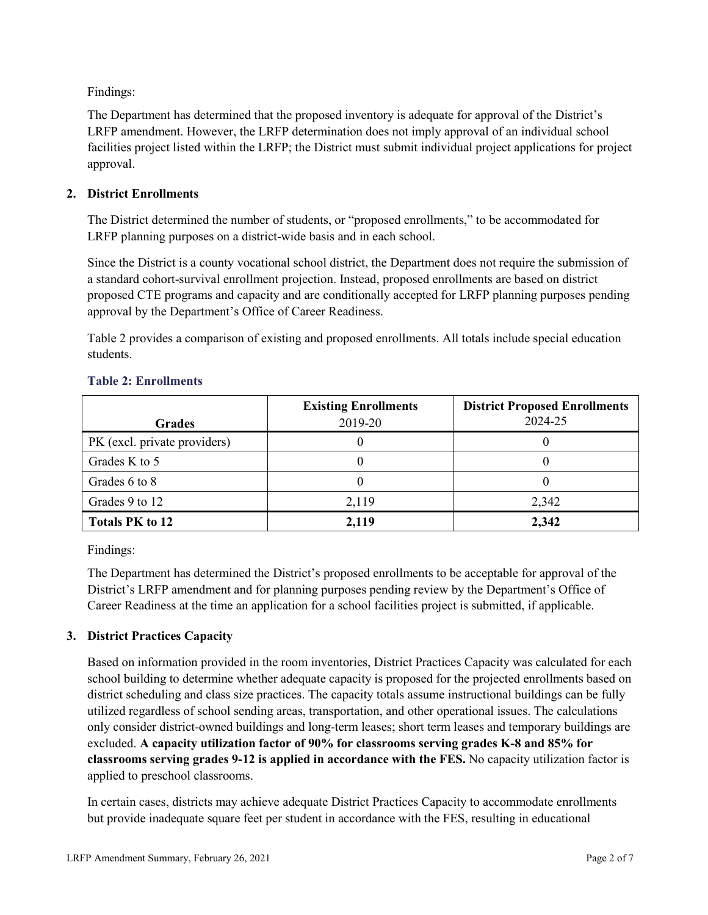Findings:

The Department has determined that the proposed inventory is adequate for approval of the District's LRFP amendment. However, the LRFP determination does not imply approval of an individual school facilities project listed within the LRFP; the District must submit individual project applications for project approval.

## 2. District Enrollments

The District determined the number of students, or "proposed enrollments," to be accommodated for LRFP planning purposes on a district-wide basis and in each school.

Since the District is a county vocational school district, the Department does not require the submission of a standard cohort-survival enrollment projection. Instead, proposed enrollments are based on district proposed CTE programs and capacity and are conditionally accepted for LRFP planning purposes pending approval by the Department's Office of Career Readiness.

Table 2 provides a comparison of existing and proposed enrollments. All totals include special education students.

### Table 2: Enrollments

| Grades | Existing Enrollments 2019-20 | District Proposed Enrollments 2024-25 |
|---|---|---|
| PK (excl. private providers) | 0 | 0 |
| Grades K to 5 | 0 | 0 |
| Grades 6 to 8 | 0 | 0 |
| Grades 9 to 12 | 2,119 | 2,342 |
| **Totals PK to 12** | **2,119** | **2,342** |

Findings:

The Department has determined the District's proposed enrollments to be acceptable for approval of the District's LRFP amendment and for planning purposes pending review by the Department's Office of Career Readiness at the time an application for a school facilities project is submitted, if applicable.

## 3. District Practices Capacity

Based on information provided in the room inventories, District Practices Capacity was calculated for each school building to determine whether adequate capacity is proposed for the projected enrollments based on district scheduling and class size practices. The capacity totals assume instructional buildings can be fully utilized regardless of school sending areas, transportation, and other operational issues. The calculations only consider district-owned buildings and long-term leases; short term leases and temporary buildings are excluded. **A capacity utilization factor of 90% for classrooms serving grades K-8 and 85% for classrooms serving grades 9-12 is applied in accordance with the FES.** No capacity utilization factor is applied to preschool classrooms.

In certain cases, districts may achieve adequate District Practices Capacity to accommodate enrollments but provide inadequate square feet per student in accordance with the FES, resulting in educational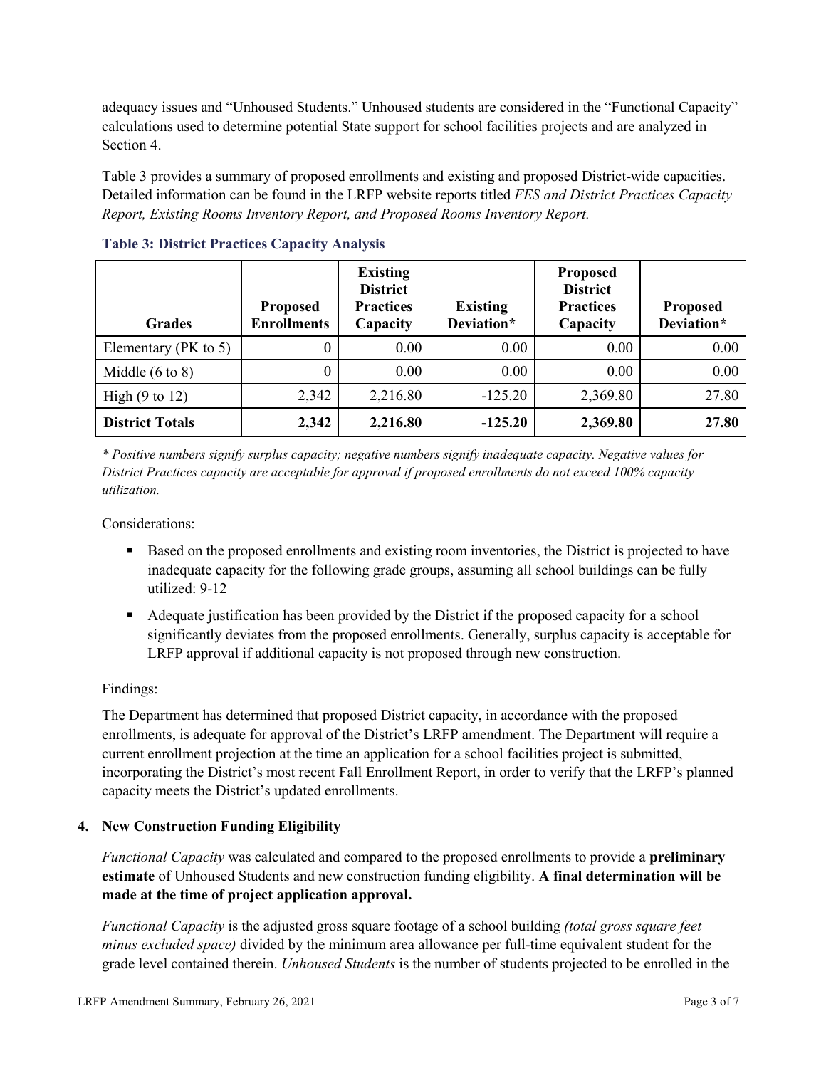adequacy issues and "Unhoused Students." Unhoused students are considered in the "Functional Capacity" calculations used to determine potential State support for school facilities projects and are analyzed in Section 4.

Table 3 provides a summary of proposed enrollments and existing and proposed District-wide capacities. Detailed information can be found in the LRFP website reports titled *FES and District Practices Capacity Report, Existing Rooms Inventory Report, and Proposed Rooms Inventory Report.*

**Table 3: District Practices Capacity Analysis**

| Grades | Proposed Enrollments | Existing District Practices Capacity | Existing Deviation* | Proposed District Practices Capacity | Proposed Deviation* |
|---|---|---|---|---|---|
| Elementary (PK to 5) | 0 | 0.00 | 0.00 | 0.00 | 0.00 |
| Middle (6 to 8) | 0 | 0.00 | 0.00 | 0.00 | 0.00 |
| High (9 to 12) | 2,342 | 2,216.80 | -125.20 | 2,369.80 | 27.80 |
| **District Totals** | **2,342** | **2,216.80** | **-125.20** | **2,369.80** | **27.80** |

*\* Positive numbers signify surplus capacity; negative numbers signify inadequate capacity. Negative values for District Practices capacity are acceptable for approval if proposed enrollments do not exceed 100% capacity utilization.*

Considerations:

- Based on the proposed enrollments and existing room inventories, the District is projected to have inadequate capacity for the following grade groups, assuming all school buildings can be fully utilized: 9-12
- Adequate justification has been provided by the District if the proposed capacity for a school significantly deviates from the proposed enrollments. Generally, surplus capacity is acceptable for LRFP approval if additional capacity is not proposed through new construction.

Findings:

The Department has determined that proposed District capacity, in accordance with the proposed enrollments, is adequate for approval of the District's LRFP amendment. The Department will require a current enrollment projection at the time an application for a school facilities project is submitted, incorporating the District's most recent Fall Enrollment Report, in order to verify that the LRFP's planned capacity meets the District's updated enrollments.

## 4. New Construction Funding Eligibility

*Functional Capacity* was calculated and compared to the proposed enrollments to provide a **preliminary estimate** of Unhoused Students and new construction funding eligibility. **A final determination will be made at the time of project application approval.**

*Functional Capacity* is the adjusted gross square footage of a school building *(total gross square feet minus excluded space)* divided by the minimum area allowance per full-time equivalent student for the grade level contained therein. *Unhoused Students* is the number of students projected to be enrolled in the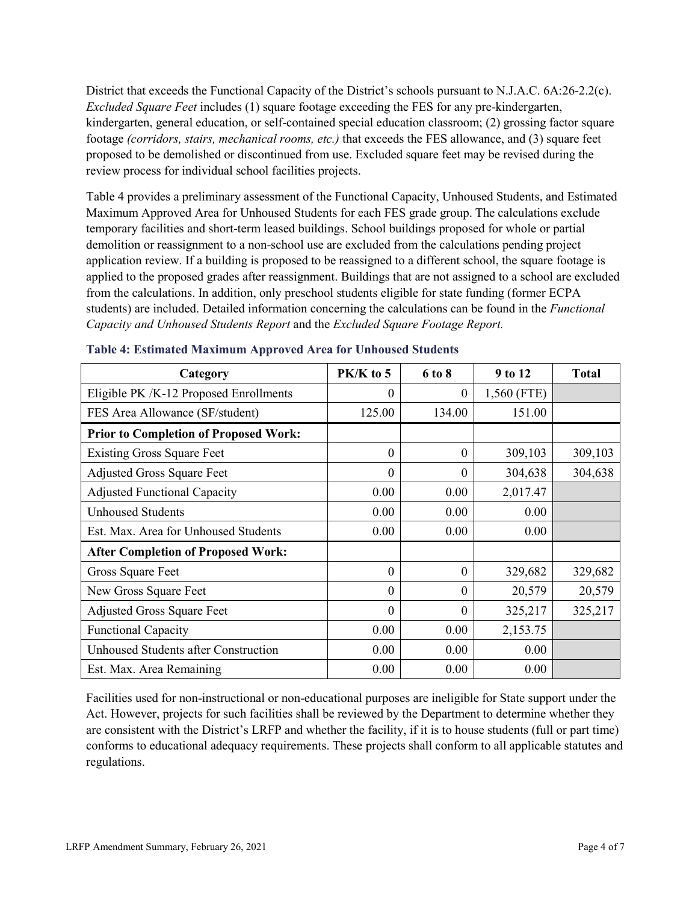District that exceeds the Functional Capacity of the District's schools pursuant to N.J.A.C. 6A:26-2.2(c). *Excluded Square Feet* includes (1) square footage exceeding the FES for any pre-kindergarten, kindergarten, general education, or self-contained special education classroom; (2) grossing factor square footage *(corridors, stairs, mechanical rooms, etc.)* that exceeds the FES allowance, and (3) square feet proposed to be demolished or discontinued from use. Excluded square feet may be revised during the review process for individual school facilities projects.

Table 4 provides a preliminary assessment of the Functional Capacity, Unhoused Students, and Estimated Maximum Approved Area for Unhoused Students for each FES grade group. The calculations exclude temporary facilities and short-term leased buildings. School buildings proposed for whole or partial demolition or reassignment to a non-school use are excluded from the calculations pending project application review. If a building is proposed to be reassigned to a different school, the square footage is applied to the proposed grades after reassignment. Buildings that are not assigned to a school are excluded from the calculations. In addition, only preschool students eligible for state funding (former ECPA students) are included. Detailed information concerning the calculations can be found in the *Functional Capacity and Unhoused Students Report* and the *Excluded Square Footage Report.*

**Table 4: Estimated Maximum Approved Area for Unhoused Students**

| Category | PK/K to 5 | 6 to 8 | 9 to 12 | Total |
|---|---|---|---|---|
| Eligible PK /K-12 Proposed Enrollments | 0 | 0 | 1,560 (FTE) | |
| FES Area Allowance (SF/student) | 125.00 | 134.00 | 151.00 | |
| **Prior to Completion of Proposed Work:** | | | | |
| Existing Gross Square Feet | 0 | 0 | 309,103 | 309,103 |
| Adjusted Gross Square Feet | 0 | 0 | 304,638 | 304,638 |
| Adjusted Functional Capacity | 0.00 | 0.00 | 2,017.47 | |
| Unhoused Students | 0.00 | 0.00 | 0.00 | |
| Est. Max. Area for Unhoused Students | 0.00 | 0.00 | 0.00 | |
| **After Completion of Proposed Work:** | | | | |
| Gross Square Feet | 0 | 0 | 329,682 | 329,682 |
| New Gross Square Feet | 0 | 0 | 20,579 | 20,579 |
| Adjusted Gross Square Feet | 0 | 0 | 325,217 | 325,217 |
| Functional Capacity | 0.00 | 0.00 | 2,153.75 | |
| Unhoused Students after Construction | 0.00 | 0.00 | 0.00 | |
| Est. Max. Area Remaining | 0.00 | 0.00 | 0.00 | |

Facilities used for non-instructional or non-educational purposes are ineligible for State support under the Act. However, projects for such facilities shall be reviewed by the Department to determine whether they are consistent with the District's LRFP and whether the facility, if it is to house students (full or part time) conforms to educational adequacy requirements. These projects shall conform to all applicable statutes and regulations.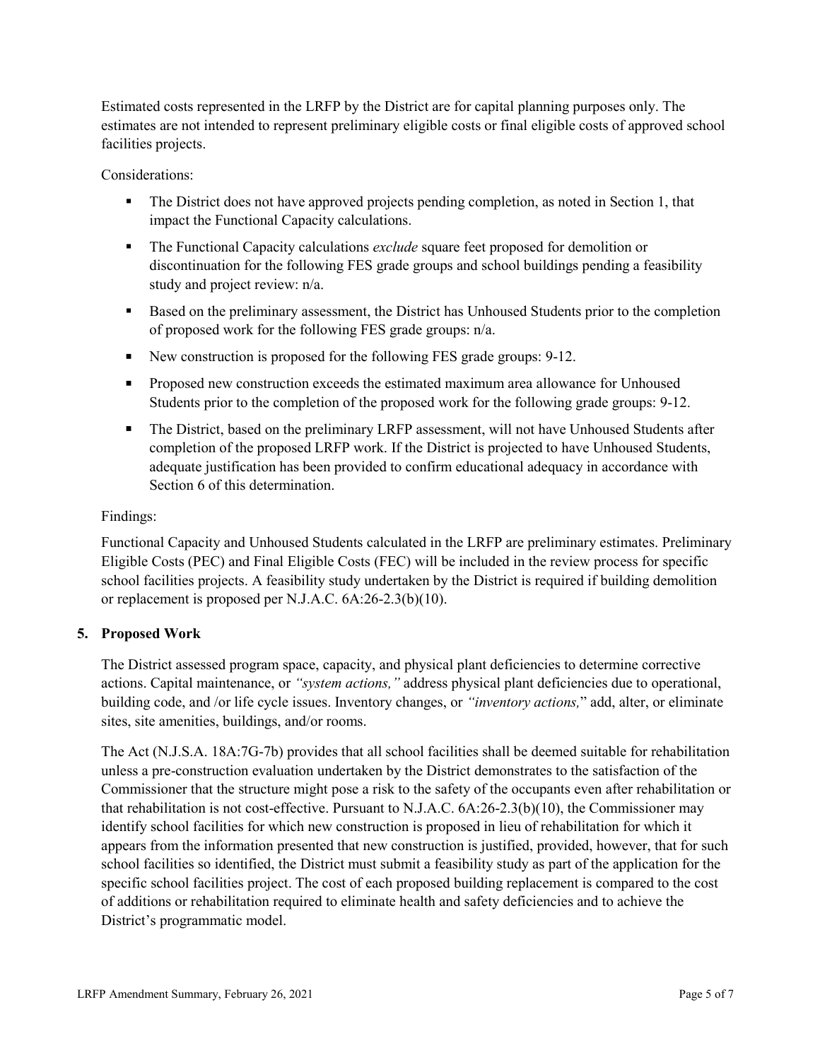Estimated costs represented in the LRFP by the District are for capital planning purposes only. The estimates are not intended to represent preliminary eligible costs or final eligible costs of approved school facilities projects.

Considerations:

- The District does not have approved projects pending completion, as noted in Section 1, that impact the Functional Capacity calculations.
- The Functional Capacity calculations *exclude* square feet proposed for demolition or discontinuation for the following FES grade groups and school buildings pending a feasibility study and project review: n/a.
- Based on the preliminary assessment, the District has Unhoused Students prior to the completion of proposed work for the following FES grade groups: n/a.
- New construction is proposed for the following FES grade groups: 9-12.
- Proposed new construction exceeds the estimated maximum area allowance for Unhoused Students prior to the completion of the proposed work for the following grade groups: 9-12.
- The District, based on the preliminary LRFP assessment, will not have Unhoused Students after completion of the proposed LRFP work. If the District is projected to have Unhoused Students, adequate justification has been provided to confirm educational adequacy in accordance with Section 6 of this determination.

Findings:

Functional Capacity and Unhoused Students calculated in the LRFP are preliminary estimates. Preliminary Eligible Costs (PEC) and Final Eligible Costs (FEC) will be included in the review process for specific school facilities projects. A feasibility study undertaken by the District is required if building demolition or replacement is proposed per N.J.A.C. 6A:26-2.3(b)(10).

## 5. Proposed Work

The District assessed program space, capacity, and physical plant deficiencies to determine corrective actions. Capital maintenance, or *"system actions,"* address physical plant deficiencies due to operational, building code, and /or life cycle issues. Inventory changes, or *"inventory actions,"* add, alter, or eliminate sites, site amenities, buildings, and/or rooms.

The Act (N.J.S.A. 18A:7G-7b) provides that all school facilities shall be deemed suitable for rehabilitation unless a pre-construction evaluation undertaken by the District demonstrates to the satisfaction of the Commissioner that the structure might pose a risk to the safety of the occupants even after rehabilitation or that rehabilitation is not cost-effective. Pursuant to N.J.A.C. 6A:26-2.3(b)(10), the Commissioner may identify school facilities for which new construction is proposed in lieu of rehabilitation for which it appears from the information presented that new construction is justified, provided, however, that for such school facilities so identified, the District must submit a feasibility study as part of the application for the specific school facilities project. The cost of each proposed building replacement is compared to the cost of additions or rehabilitation required to eliminate health and safety deficiencies and to achieve the District's programmatic model.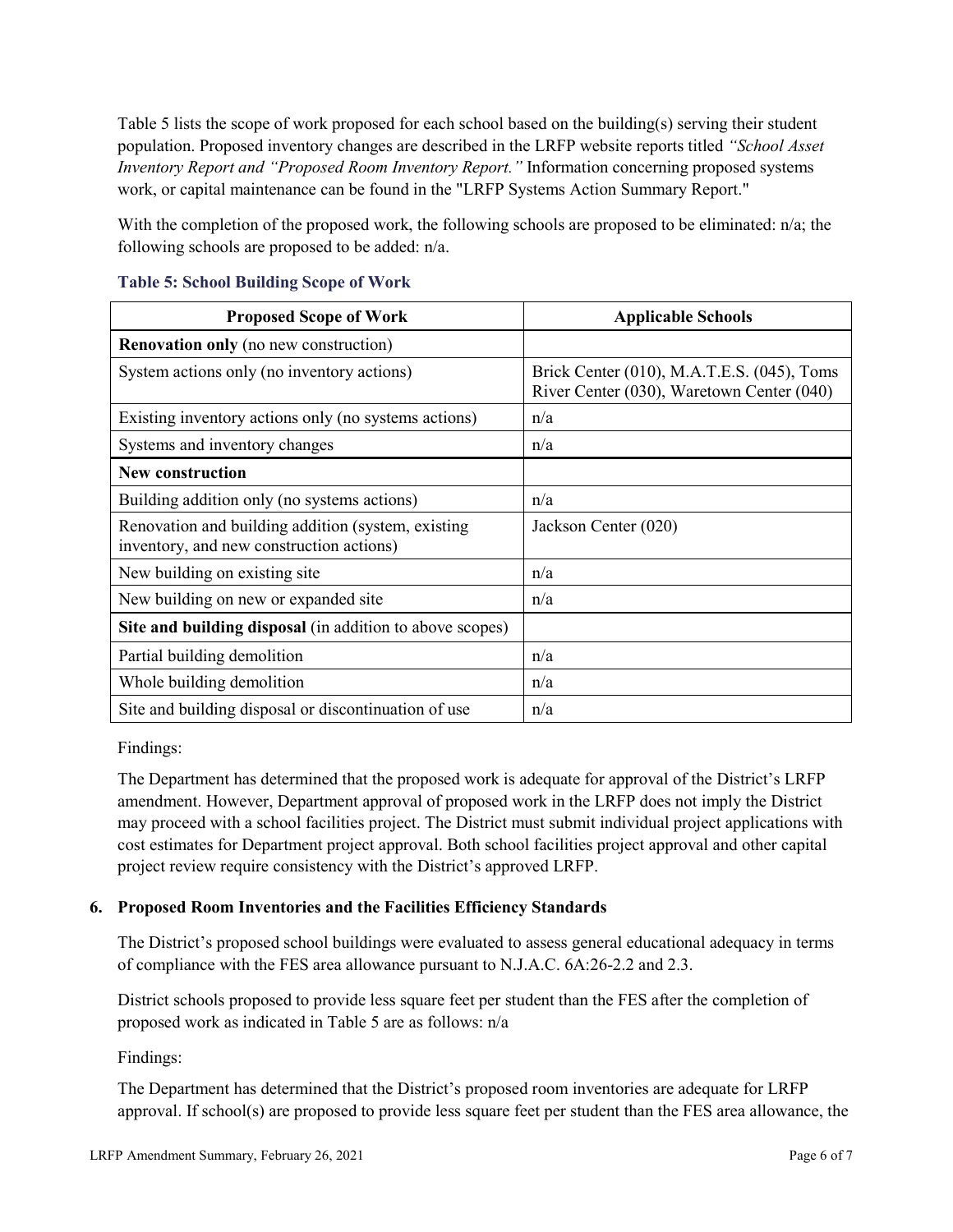Table 5 lists the scope of work proposed for each school based on the building(s) serving their student population. Proposed inventory changes are described in the LRFP website reports titled *"School Asset Inventory Report and "Proposed Room Inventory Report."* Information concerning proposed systems work, or capital maintenance can be found in the "LRFP Systems Action Summary Report."

With the completion of the proposed work, the following schools are proposed to be eliminated: n/a; the following schools are proposed to be added: n/a.

### Table 5: School Building Scope of Work

| Proposed Scope of Work | Applicable Schools |
|---|---|
| **Renovation only** (no new construction) | |
| System actions only (no inventory actions) | Brick Center (010), M.A.T.E.S. (045), Toms River Center (030), Waretown Center (040) |
| Existing inventory actions only (no systems actions) | n/a |
| Systems and inventory changes | n/a |
| **New construction** | |
| Building addition only (no systems actions) | n/a |
| Renovation and building addition (system, existing inventory, and new construction actions) | Jackson Center (020) |
| New building on existing site | n/a |
| New building on new or expanded site | n/a |
| **Site and building disposal** (in addition to above scopes) | |
| Partial building demolition | n/a |
| Whole building demolition | n/a |
| Site and building disposal or discontinuation of use | n/a |

Findings:

The Department has determined that the proposed work is adequate for approval of the District's LRFP amendment. However, Department approval of proposed work in the LRFP does not imply the District may proceed with a school facilities project. The District must submit individual project applications with cost estimates for Department project approval. Both school facilities project approval and other capital project review require consistency with the District's approved LRFP.

## 6. Proposed Room Inventories and the Facilities Efficiency Standards

The District's proposed school buildings were evaluated to assess general educational adequacy in terms of compliance with the FES area allowance pursuant to N.J.A.C. 6A:26-2.2 and 2.3.

District schools proposed to provide less square feet per student than the FES after the completion of proposed work as indicated in Table 5 are as follows: n/a

Findings:

The Department has determined that the District's proposed room inventories are adequate for LRFP approval. If school(s) are proposed to provide less square feet per student than the FES area allowance, the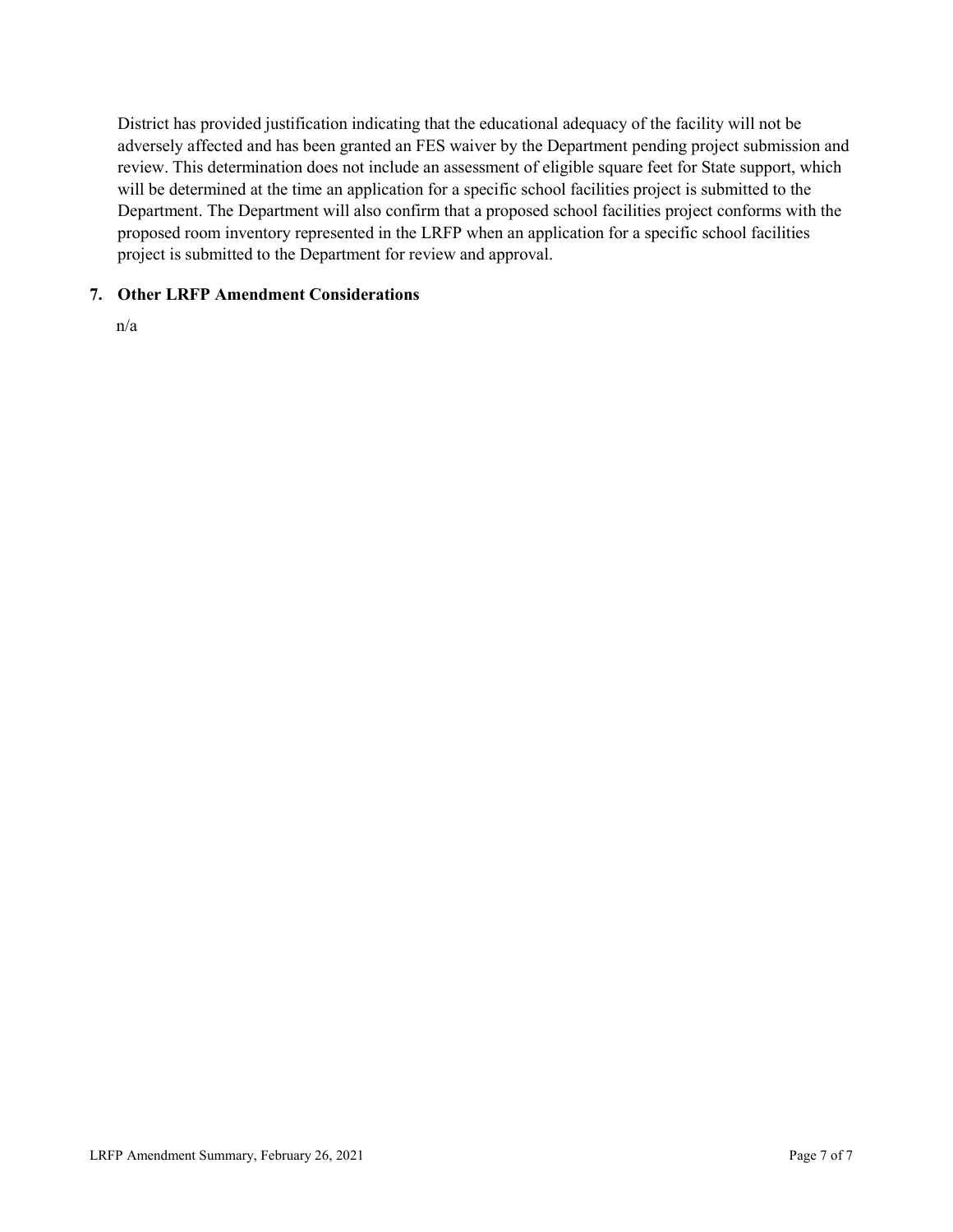District has provided justification indicating that the educational adequacy of the facility will not be adversely affected and has been granted an FES waiver by the Department pending project submission and review. This determination does not include an assessment of eligible square feet for State support, which will be determined at the time an application for a specific school facilities project is submitted to the Department. The Department will also confirm that a proposed school facilities project conforms with the proposed room inventory represented in the LRFP when an application for a specific school facilities project is submitted to the Department for review and approval.

## 7. Other LRFP Amendment Considerations

n/a